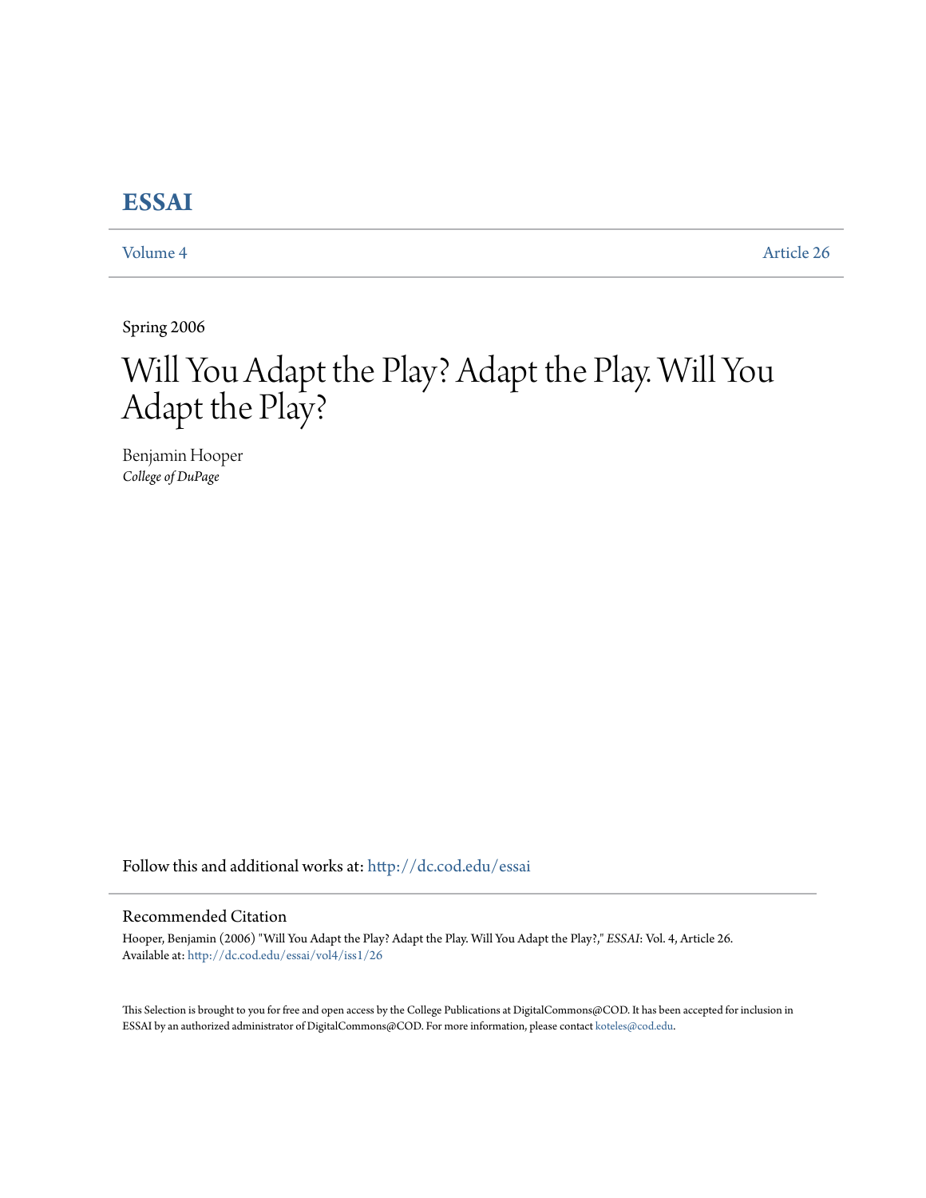# ESSAI

Volume 4 | Article 26

Spring 2006

# Will You Adapt the Play? Adapt the Play. Will You Adapt the Play?

Benjamin Hooper
*College of DuPage*

Follow this and additional works at: http://dc.cod.edu/essai

## Recommended Citation

Hooper, Benjamin (2006) "Will You Adapt the Play? Adapt the Play. Will You Adapt the Play?," *ESSAI*: Vol. 4, Article 26.
Available at: http://dc.cod.edu/essai/vol4/iss1/26

This Selection is brought to you for free and open access by the College Publications at DigitalCommons@COD. It has been accepted for inclusion in ESSAI by an authorized administrator of DigitalCommons@COD. For more information, please contact koteles@cod.edu.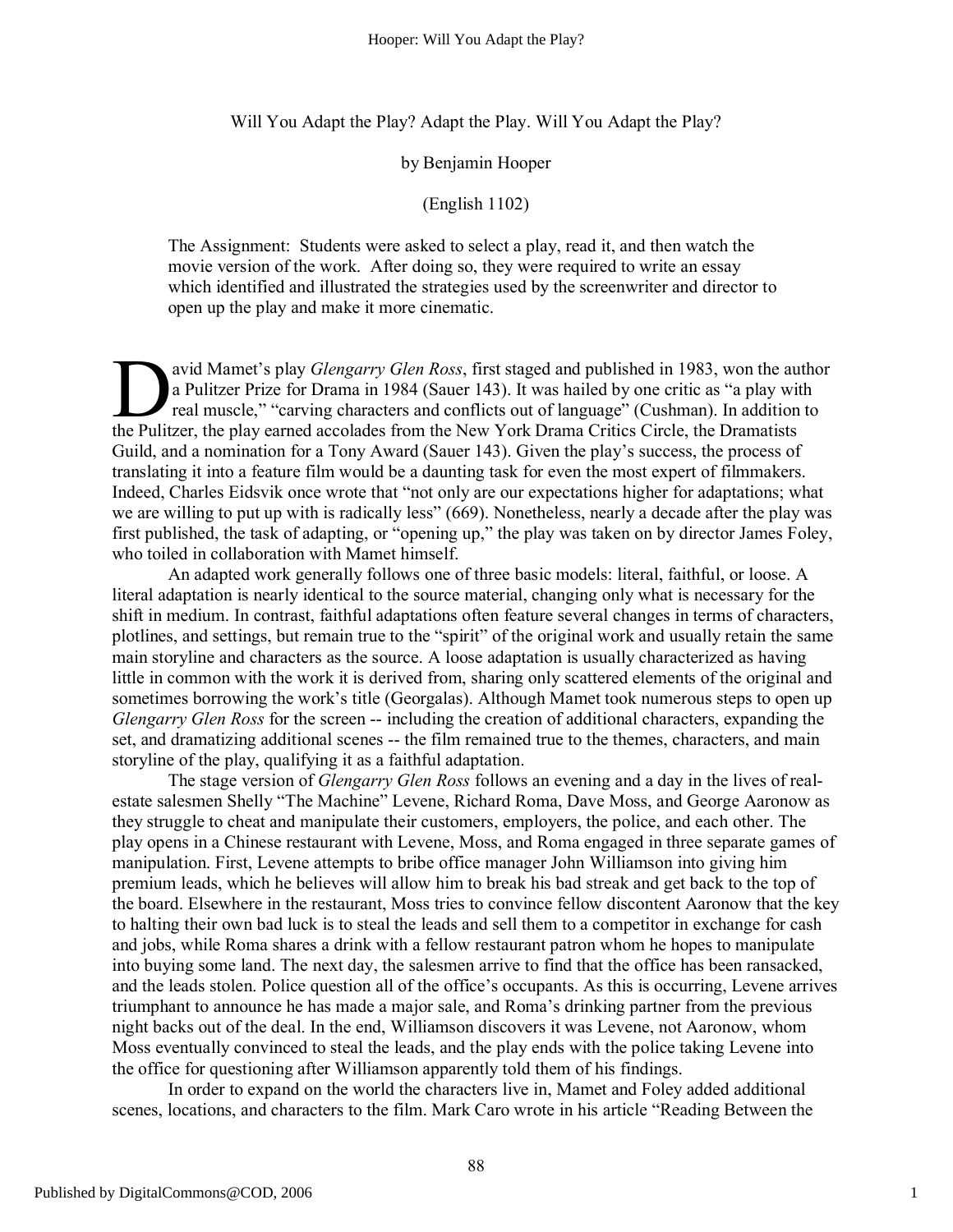Will You Adapt the Play? Adapt the Play. Will You Adapt the Play?

by Benjamin Hooper

(English 1102)

The Assignment: Students were asked to select a play, read it, and then watch the movie version of the work. After doing so, they were required to write an essay which identified and illustrated the strategies used by the screenwriter and director to open up the play and make it more cinematic.

David Mamet's play *Glengarry Glen Ross*, first staged and published in 1983, won the author a Pulitzer Prize for Drama in 1984 (Sauer 143). It was hailed by one critic as "a play with real muscle," "carving characters and conflicts out of language" (Cushman). In addition to the Pulitzer, the play earned accolades from the New York Drama Critics Circle, the Dramatists Guild, and a nomination for a Tony Award (Sauer 143). Given the play's success, the process of translating it into a feature film would be a daunting task for even the most expert of filmmakers. Indeed, Charles Eidsvik once wrote that "not only are our expectations higher for adaptations; what we are willing to put up with is radically less" (669). Nonetheless, nearly a decade after the play was first published, the task of adapting, or "opening up," the play was taken on by director James Foley, who toiled in collaboration with Mamet himself.

An adapted work generally follows one of three basic models: literal, faithful, or loose. A literal adaptation is nearly identical to the source material, changing only what is necessary for the shift in medium. In contrast, faithful adaptations often feature several changes in terms of characters, plotlines, and settings, but remain true to the "spirit" of the original work and usually retain the same main storyline and characters as the source. A loose adaptation is usually characterized as having little in common with the work it is derived from, sharing only scattered elements of the original and sometimes borrowing the work's title (Georgalas). Although Mamet took numerous steps to open up *Glengarry Glen Ross* for the screen -- including the creation of additional characters, expanding the set, and dramatizing additional scenes -- the film remained true to the themes, characters, and main storyline of the play, qualifying it as a faithful adaptation.

The stage version of *Glengarry Glen Ross* follows an evening and a day in the lives of real-estate salesmen Shelly "The Machine" Levene, Richard Roma, Dave Moss, and George Aaronow as they struggle to cheat and manipulate their customers, employers, the police, and each other. The play opens in a Chinese restaurant with Levene, Moss, and Roma engaged in three separate games of manipulation. First, Levene attempts to bribe office manager John Williamson into giving him premium leads, which he believes will allow him to break his bad streak and get back to the top of the board. Elsewhere in the restaurant, Moss tries to convince fellow discontent Aaronow that the key to halting their own bad luck is to steal the leads and sell them to a competitor in exchange for cash and jobs, while Roma shares a drink with a fellow restaurant patron whom he hopes to manipulate into buying some land. The next day, the salesmen arrive to find that the office has been ransacked, and the leads stolen. Police question all of the office's occupants. As this is occurring, Levene arrives triumphant to announce he has made a major sale, and Roma's drinking partner from the previous night backs out of the deal. In the end, Williamson discovers it was Levene, not Aaronow, whom Moss eventually convinced to steal the leads, and the play ends with the police taking Levene into the office for questioning after Williamson apparently told them of his findings.

In order to expand on the world the characters live in, Mamet and Foley added additional scenes, locations, and characters to the film. Mark Caro wrote in his article "Reading Between the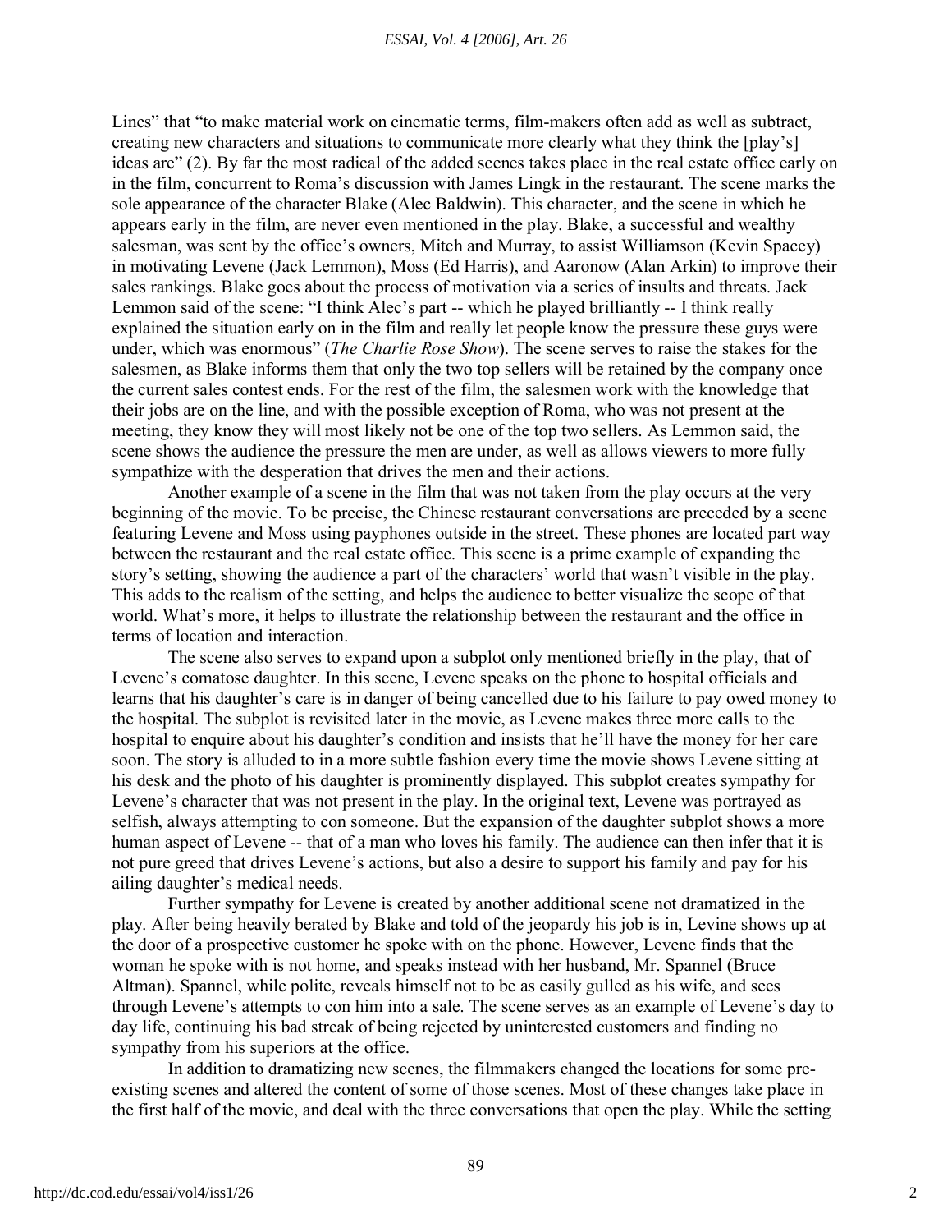Lines" that "to make material work on cinematic terms, film-makers often add as well as subtract, creating new characters and situations to communicate more clearly what they think the [play's] ideas are" (2). By far the most radical of the added scenes takes place in the real estate office early on in the film, concurrent to Roma's discussion with James Lingk in the restaurant. The scene marks the sole appearance of the character Blake (Alec Baldwin). This character, and the scene in which he appears early in the film, are never even mentioned in the play. Blake, a successful and wealthy salesman, was sent by the office's owners, Mitch and Murray, to assist Williamson (Kevin Spacey) in motivating Levene (Jack Lemmon), Moss (Ed Harris), and Aaronow (Alan Arkin) to improve their sales rankings. Blake goes about the process of motivation via a series of insults and threats. Jack Lemmon said of the scene: "I think Alec's part -- which he played brilliantly -- I think really explained the situation early on in the film and really let people know the pressure these guys were under, which was enormous" (*The Charlie Rose Show*). The scene serves to raise the stakes for the salesmen, as Blake informs them that only the two top sellers will be retained by the company once the current sales contest ends. For the rest of the film, the salesmen work with the knowledge that their jobs are on the line, and with the possible exception of Roma, who was not present at the meeting, they know they will most likely not be one of the top two sellers. As Lemmon said, the scene shows the audience the pressure the men are under, as well as allows viewers to more fully sympathize with the desperation that drives the men and their actions.

Another example of a scene in the film that was not taken from the play occurs at the very beginning of the movie. To be precise, the Chinese restaurant conversations are preceded by a scene featuring Levene and Moss using payphones outside in the street. These phones are located part way between the restaurant and the real estate office. This scene is a prime example of expanding the story's setting, showing the audience a part of the characters' world that wasn't visible in the play. This adds to the realism of the setting, and helps the audience to better visualize the scope of that world. What's more, it helps to illustrate the relationship between the restaurant and the office in terms of location and interaction.

The scene also serves to expand upon a subplot only mentioned briefly in the play, that of Levene's comatose daughter. In this scene, Levene speaks on the phone to hospital officials and learns that his daughter's care is in danger of being cancelled due to his failure to pay owed money to the hospital. The subplot is revisited later in the movie, as Levene makes three more calls to the hospital to enquire about his daughter's condition and insists that he'll have the money for her care soon. The story is alluded to in a more subtle fashion every time the movie shows Levene sitting at his desk and the photo of his daughter is prominently displayed. This subplot creates sympathy for Levene's character that was not present in the play. In the original text, Levene was portrayed as selfish, always attempting to con someone. But the expansion of the daughter subplot shows a more human aspect of Levene -- that of a man who loves his family. The audience can then infer that it is not pure greed that drives Levene's actions, but also a desire to support his family and pay for his ailing daughter's medical needs.

Further sympathy for Levene is created by another additional scene not dramatized in the play. After being heavily berated by Blake and told of the jeopardy his job is in, Levine shows up at the door of a prospective customer he spoke with on the phone. However, Levene finds that the woman he spoke with is not home, and speaks instead with her husband, Mr. Spannel (Bruce Altman). Spannel, while polite, reveals himself not to be as easily gulled as his wife, and sees through Levene's attempts to con him into a sale. The scene serves as an example of Levene's day to day life, continuing his bad streak of being rejected by uninterested customers and finding no sympathy from his superiors at the office.

In addition to dramatizing new scenes, the filmmakers changed the locations for some pre-existing scenes and altered the content of some of those scenes. Most of these changes take place in the first half of the movie, and deal with the three conversations that open the play. While the setting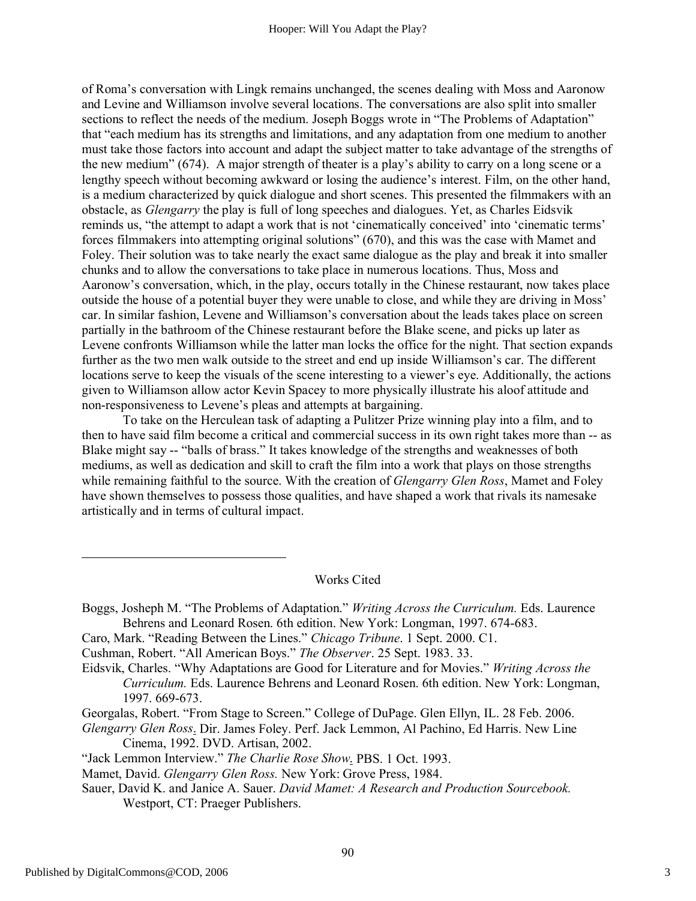of Roma's conversation with Lingk remains unchanged, the scenes dealing with Moss and Aaronow and Levine and Williamson involve several locations. The conversations are also split into smaller sections to reflect the needs of the medium. Joseph Boggs wrote in "The Problems of Adaptation" that "each medium has its strengths and limitations, and any adaptation from one medium to another must take those factors into account and adapt the subject matter to take advantage of the strengths of the new medium" (674). A major strength of theater is a play's ability to carry on a long scene or a lengthy speech without becoming awkward or losing the audience's interest. Film, on the other hand, is a medium characterized by quick dialogue and short scenes. This presented the filmmakers with an obstacle, as *Glengarry* the play is full of long speeches and dialogues. Yet, as Charles Eidsvik reminds us, "the attempt to adapt a work that is not 'cinematically conceived' into 'cinematic terms' forces filmmakers into attempting original solutions" (670), and this was the case with Mamet and Foley. Their solution was to take nearly the exact same dialogue as the play and break it into smaller chunks and to allow the conversations to take place in numerous locations. Thus, Moss and Aaronow's conversation, which, in the play, occurs totally in the Chinese restaurant, now takes place outside the house of a potential buyer they were unable to close, and while they are driving in Moss' car. In similar fashion, Levene and Williamson's conversation about the leads takes place on screen partially in the bathroom of the Chinese restaurant before the Blake scene, and picks up later as Levene confronts Williamson while the latter man locks the office for the night. That section expands further as the two men walk outside to the street and end up inside Williamson's car. The different locations serve to keep the visuals of the scene interesting to a viewer's eye. Additionally, the actions given to Williamson allow actor Kevin Spacey to more physically illustrate his aloof attitude and non-responsiveness to Levene's pleas and attempts at bargaining.

To take on the Herculean task of adapting a Pulitzer Prize winning play into a film, and to then to have said film become a critical and commercial success in its own right takes more than -- as Blake might say -- "balls of brass." It takes knowledge of the strengths and weaknesses of both mediums, as well as dedication and skill to craft the film into a work that plays on those strengths while remaining faithful to the source. With the creation of *Glengarry Glen Ross*, Mamet and Foley have shown themselves to possess those qualities, and have shaped a work that rivals its namesake artistically and in terms of cultural impact.

## Works Cited

Boggs, Josheph M. "The Problems of Adaptation." *Writing Across the Curriculum.* Eds. Laurence Behrens and Leonard Rosen. 6th edition. New York: Longman, 1997. 674-683.

Caro, Mark. "Reading Between the Lines." *Chicago Tribune*. 1 Sept. 2000. C1.

Cushman, Robert. "All American Boys." *The Observer*. 25 Sept. 1983. 33.

Eidsvik, Charles. "Why Adaptations are Good for Literature and for Movies." *Writing Across the Curriculum.* Eds. Laurence Behrens and Leonard Rosen. 6th edition. New York: Longman, 1997. 669-673.

Georgalas, Robert. "From Stage to Screen." College of DuPage. Glen Ellyn, IL. 28 Feb. 2006.

*Glengarry Glen Ross*. Dir. James Foley. Perf. Jack Lemmon, Al Pachino, Ed Harris. New Line Cinema, 1992. DVD. Artisan, 2002.

"Jack Lemmon Interview." *The Charlie Rose Show*. PBS. 1 Oct. 1993.

Mamet, David. *Glengarry Glen Ross.* New York: Grove Press, 1984.

Sauer, David K. and Janice A. Sauer. *David Mamet: A Research and Production Sourcebook.* Westport, CT: Praeger Publishers.